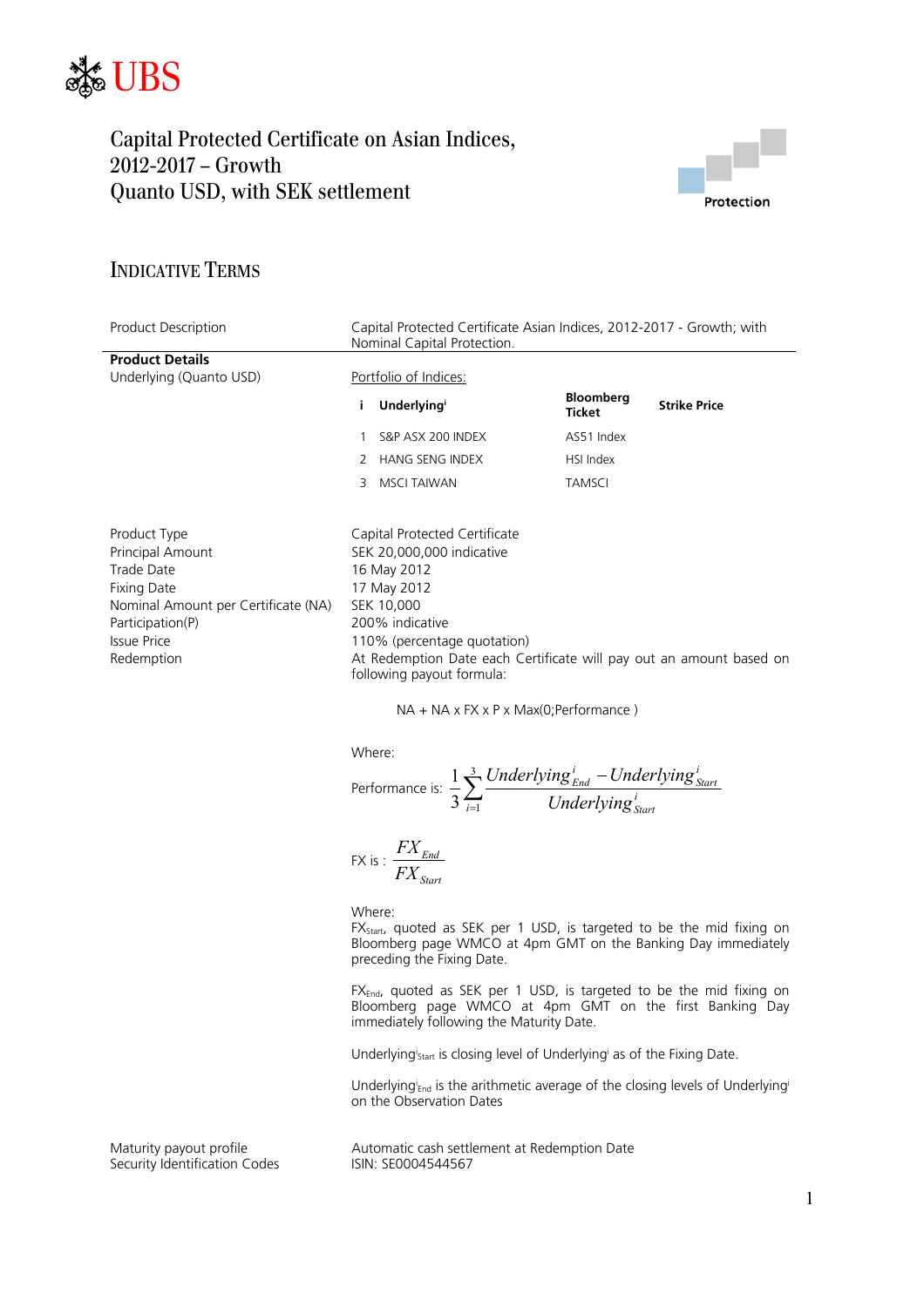UBS

# Capital Protected Certificate on Asian Indices, 2012-2017 – Growth Quanto USD, with SEK settlement

Protection

## INDICATIVE TERMS

| | |
|---|---|
| Product Description | Capital Protected Certificate Asian Indices, 2012-2017 - Growth; with Nominal Capital Protection. |

**Product Details**

Underlying (Quanto USD)

Portfolio of Indices:

| i | Underlying[i] | Bloomberg Ticket | Strike Price |
|---|---|---|---|
| 1 | S&P ASX 200 INDEX | AS51 Index | |
| 2 | HANG SENG INDEX | HSI Index | |
| 3 | MSCI TAIWAN | TAMSCI | |

| | |
|---|---|
| Product Type | Capital Protected Certificate |
| Principal Amount | SEK 20,000,000 indicative |
| Trade Date | 16 May 2012 |
| Fixing Date | 17 May 2012 |
| Nominal Amount per Certificate (NA) | SEK 10,000 |
| Participation(P) | 200% indicative |
| Issue Price | 110% (percentage quotation) |
| Redemption | At Redemption Date each Certificate will pay out an amount based on following payout formula: |

NA + NA x FX x P x Max(0;Performance )

Where:

Performance is: $$\frac{1}{3}\sum_{i=1}^{3}\frac{Underlying^{i}_{End} - Underlying^{i}_{Start}}{Underlying^{i}_{Start}}$$

FX is : $$\frac{FX_{End}}{FX_{Start}}$$

Where:

$FX_{Start}$, quoted as SEK per 1 USD, is targeted to be the mid fixing on Bloomberg page WMCO at 4pm GMT on the Banking Day immediately preceding the Fixing Date.

$FX_{End}$, quoted as SEK per 1 USD, is targeted to be the mid fixing on Bloomberg page WMCO at 4pm GMT on the first Banking Day immediately following the Maturity Date.

$Underlying^{i}_{Start}$ is closing level of $Underlying^{i}$ as of the Fixing Date.

$Underlying^{i}_{End}$ is the arithmetic average of the closing levels of $Underlying^{i}$ on the Observation Dates

| | |
|---|---|
| Maturity payout profile | Automatic cash settlement at Redemption Date |
| Security Identification Codes | ISIN: SE0004544567 |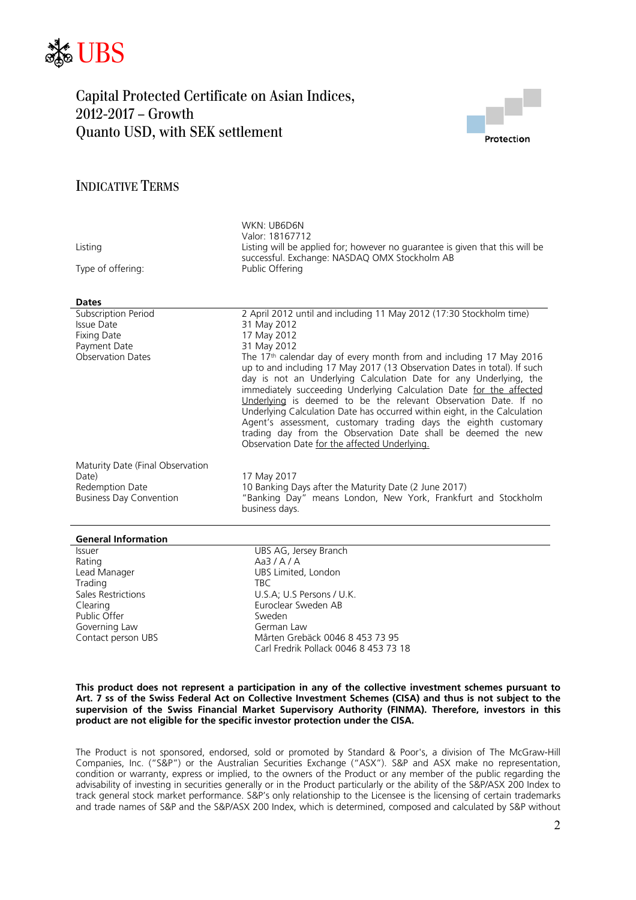# Capital Protected Certificate on Asian Indices, 2012-2017 – Growth Quanto USD, with SEK settlement

Protection

## INDICATIVE TERMS

| | |
|---|---|
| | WKN: UB6D6N<br>Valor: 18167712 |
| Listing | Listing will be applied for; however no guarantee is given that this will be successful. Exchange: NASDAQ OMX Stockholm AB |
| Type of offering: | Public Offering |

| **Dates** | |
|---|---|
| Subscription Period | 2 April 2012 until and including 11 May 2012 (17:30 Stockholm time) |
| Issue Date | 31 May 2012 |
| Fixing Date | 17 May 2012 |
| Payment Date | 31 May 2012 |
| Observation Dates | The 17th calendar day of every month from and including 17 May 2016 up to and including 17 May 2017 (13 Observation Dates in total). If such day is not an Underlying Calculation Date for any Underlying, the immediately succeeding Underlying Calculation Date for the affected Underlying is deemed to be the relevant Observation Date. If no Underlying Calculation Date has occurred within eight, in the Calculation Agent's assessment, customary trading days the eighth customary trading day from the Observation Date shall be deemed the new Observation Date for the affected Underlying. |
| Maturity Date (Final Observation Date) | 17 May 2017 |
| Redemption Date | 10 Banking Days after the Maturity Date (2 June 2017) |
| Business Day Convention | "Banking Day" means London, New York, Frankfurt and Stockholm business days. |

| **General Information** | |
|---|---|
| Issuer | UBS AG, Jersey Branch |
| Rating | Aa3 / A / A |
| Lead Manager | UBS Limited, London |
| Trading | TBC |
| Sales Restrictions | U.S.A; U.S Persons / U.K. |
| Clearing | Euroclear Sweden AB |
| Public Offer | Sweden |
| Governing Law | German Law |
| Contact person UBS | Mårten Grebäck 0046 8 453 73 95<br>Carl Fredrik Pollack 0046 8 453 73 18 |

**This product does not represent a participation in any of the collective investment schemes pursuant to Art. 7 ss of the Swiss Federal Act on Collective Investment Schemes (CISA) and thus is not subject to the supervision of the Swiss Financial Market Supervisory Authority (FINMA). Therefore, investors in this product are not eligible for the specific investor protection under the CISA.**

The Product is not sponsored, endorsed, sold or promoted by Standard & Poor's, a division of The McGraw-Hill Companies, Inc. ("S&P") or the Australian Securities Exchange ("ASX"). S&P and ASX make no representation, condition or warranty, express or implied, to the owners of the Product or any member of the public regarding the advisability of investing in securities generally or in the Product particularly or the ability of the S&P/ASX 200 Index to track general stock market performance. S&P's only relationship to the Licensee is the licensing of certain trademarks and trade names of S&P and the S&P/ASX 200 Index, which is determined, composed and calculated by S&P without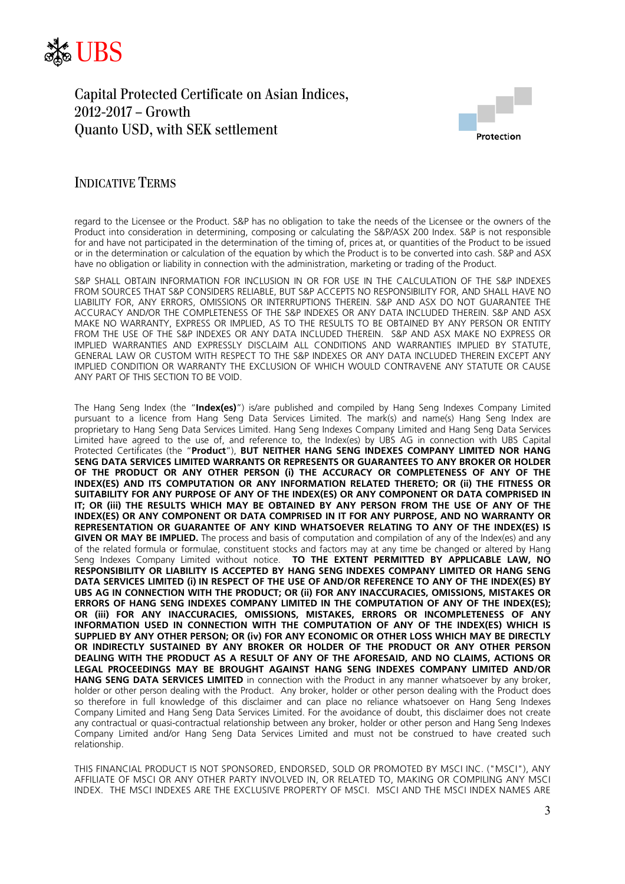regard to the Licensee or the Product. S&P has no obligation to take the needs of the Licensee or the owners of the Product into consideration in determining, composing or calculating the S&P/ASX 200 Index. S&P is not responsible for and have not participated in the determination of the timing of, prices at, or quantities of the Product to be issued or in the determination or calculation of the equation by which the Product is to be converted into cash. S&P and ASX have no obligation or liability in connection with the administration, marketing or trading of the Product.

S&P SHALL OBTAIN INFORMATION FOR INCLUSION IN OR FOR USE IN THE CALCULATION OF THE S&P INDEXES FROM SOURCES THAT S&P CONSIDERS RELIABLE, BUT S&P ACCEPTS NO RESPONSIBILITY FOR, AND SHALL HAVE NO LIABILITY FOR, ANY ERRORS, OMISSIONS OR INTERRUPTIONS THEREIN. S&P AND ASX DO NOT GUARANTEE THE ACCURACY AND/OR THE COMPLETENESS OF THE S&P INDEXES OR ANY DATA INCLUDED THEREIN. S&P AND ASX MAKE NO WARRANTY, EXPRESS OR IMPLIED, AS TO THE RESULTS TO BE OBTAINED BY ANY PERSON OR ENTITY FROM THE USE OF THE S&P INDEXES OR ANY DATA INCLUDED THEREIN. S&P AND ASX MAKE NO EXPRESS OR IMPLIED WARRANTIES AND EXPRESSLY DISCLAIM ALL CONDITIONS AND WARRANTIES IMPLIED BY STATUTE, GENERAL LAW OR CUSTOM WITH RESPECT TO THE S&P INDEXES OR ANY DATA INCLUDED THEREIN EXCEPT ANY IMPLIED CONDITION OR WARRANTY THE EXCLUSION OF WHICH WOULD CONTRAVENE ANY STATUTE OR CAUSE ANY PART OF THIS SECTION TO BE VOID.

The Hang Seng Index (the "**Index(es)**") is/are published and compiled by Hang Seng Indexes Company Limited pursuant to a licence from Hang Seng Data Services Limited. The mark(s) and name(s) Hang Seng Index are proprietary to Hang Seng Data Services Limited. Hang Seng Indexes Company Limited and Hang Seng Data Services Limited have agreed to the use of, and reference to, the Index(es) by UBS AG in connection with UBS Capital Protected Certificates (the "**Product**"), **BUT NEITHER HANG SENG INDEXES COMPANY LIMITED NOR HANG SENG DATA SERVICES LIMITED WARRANTS OR REPRESENTS OR GUARANTEES TO ANY BROKER OR HOLDER OF THE PRODUCT OR ANY OTHER PERSON (i) THE ACCURACY OR COMPLETENESS OF ANY OF THE INDEX(ES) AND ITS COMPUTATION OR ANY INFORMATION RELATED THERETO; OR (ii) THE FITNESS OR SUITABILITY FOR ANY PURPOSE OF ANY OF THE INDEX(ES) OR ANY COMPONENT OR DATA COMPRISED IN IT; OR (iii) THE RESULTS WHICH MAY BE OBTAINED BY ANY PERSON FROM THE USE OF ANY OF THE INDEX(ES) OR ANY COMPONENT OR DATA COMPRISED IN IT FOR ANY PURPOSE, AND NO WARRANTY OR REPRESENTATION OR GUARANTEE OF ANY KIND WHATSOEVER RELATING TO ANY OF THE INDEX(ES) IS GIVEN OR MAY BE IMPLIED.** The process and basis of computation and compilation of any of the Index(es) and any of the related formula or formulae, constituent stocks and factors may at any time be changed or altered by Hang Seng Indexes Company Limited without notice. **TO THE EXTENT PERMITTED BY APPLICABLE LAW, NO RESPONSIBILITY OR LIABILITY IS ACCEPTED BY HANG SENG INDEXES COMPANY LIMITED OR HANG SENG DATA SERVICES LIMITED (i) IN RESPECT OF THE USE OF AND/OR REFERENCE TO ANY OF THE INDEX(ES) BY UBS AG IN CONNECTION WITH THE PRODUCT; OR (ii) FOR ANY INACCURACIES, OMISSIONS, MISTAKES OR ERRORS OF HANG SENG INDEXES COMPANY LIMITED IN THE COMPUTATION OF ANY OF THE INDEX(ES); OR (iii) FOR ANY INACCURACIES, OMISSIONS, MISTAKES, ERRORS OR INCOMPLETENESS OF ANY INFORMATION USED IN CONNECTION WITH THE COMPUTATION OF ANY OF THE INDEX(ES) WHICH IS SUPPLIED BY ANY OTHER PERSON; OR (iv) FOR ANY ECONOMIC OR OTHER LOSS WHICH MAY BE DIRECTLY OR INDIRECTLY SUSTAINED BY ANY BROKER OR HOLDER OF THE PRODUCT OR ANY OTHER PERSON DEALING WITH THE PRODUCT AS A RESULT OF ANY OF THE AFORESAID, AND NO CLAIMS, ACTIONS OR LEGAL PROCEEDINGS MAY BE BROUGHT AGAINST HANG SENG INDEXES COMPANY LIMITED AND/OR HANG SENG DATA SERVICES LIMITED** in connection with the Product in any manner whatsoever by any broker, holder or other person dealing with the Product. Any broker, holder or other person dealing with the Product does so therefore in full knowledge of this disclaimer and can place no reliance whatsoever on Hang Seng Indexes Company Limited and Hang Seng Data Services Limited. For the avoidance of doubt, this disclaimer does not create any contractual or quasi-contractual relationship between any broker, holder or other person and Hang Seng Indexes Company Limited and/or Hang Seng Data Services Limited and must not be construed to have created such relationship.

THIS FINANCIAL PRODUCT IS NOT SPONSORED, ENDORSED, SOLD OR PROMOTED BY MSCI INC. ("MSCI"), ANY AFFILIATE OF MSCI OR ANY OTHER PARTY INVOLVED IN, OR RELATED TO, MAKING OR COMPILING ANY MSCI INDEX. THE MSCI INDEXES ARE THE EXCLUSIVE PROPERTY OF MSCI. MSCI AND THE MSCI INDEX NAMES ARE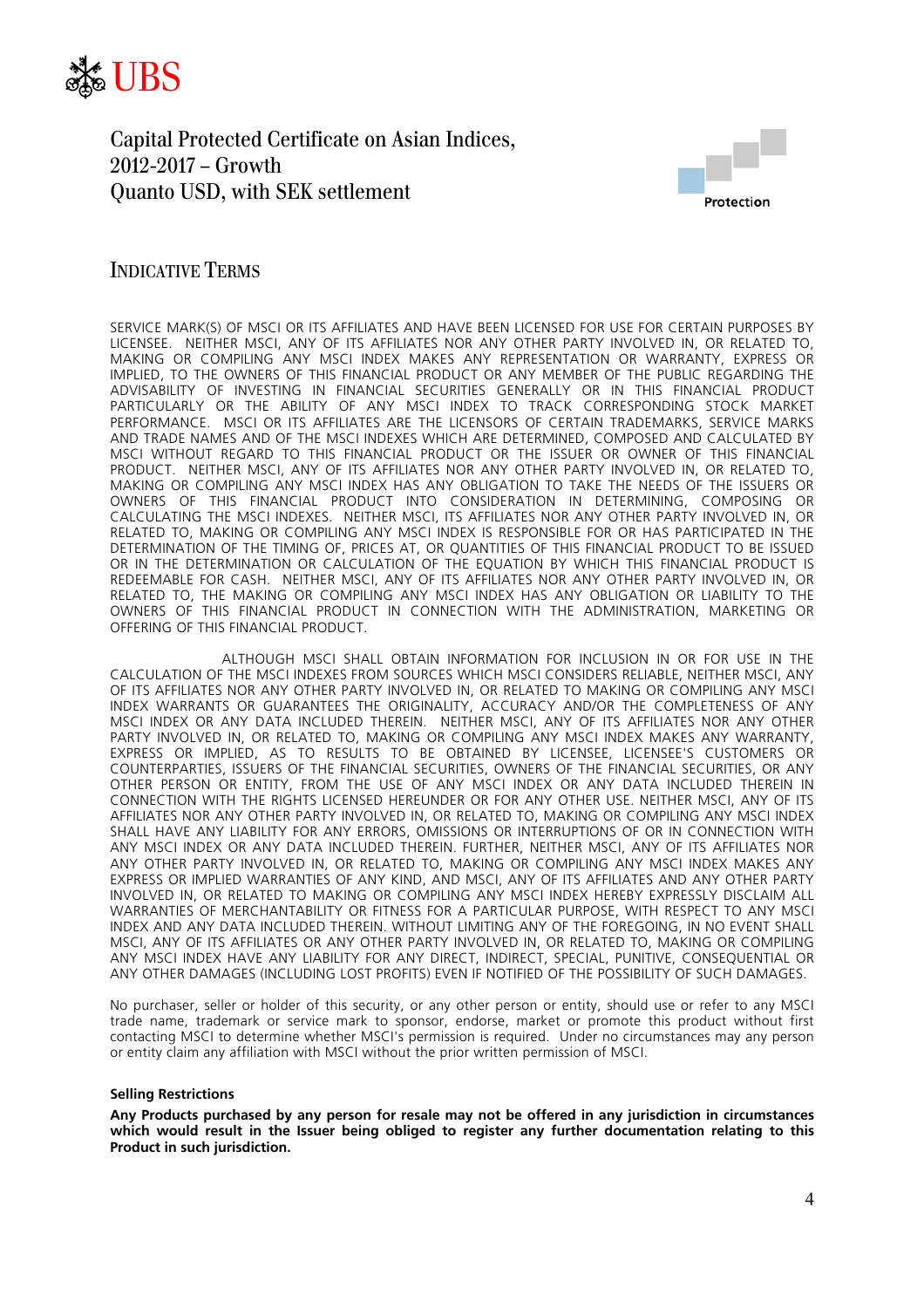SERVICE MARK(S) OF MSCI OR ITS AFFILIATES AND HAVE BEEN LICENSED FOR USE FOR CERTAIN PURPOSES BY LICENSEE. NEITHER MSCI, ANY OF ITS AFFILIATES NOR ANY OTHER PARTY INVOLVED IN, OR RELATED TO, MAKING OR COMPILING ANY MSCI INDEX MAKES ANY REPRESENTATION OR WARRANTY, EXPRESS OR IMPLIED, TO THE OWNERS OF THIS FINANCIAL PRODUCT OR ANY MEMBER OF THE PUBLIC REGARDING THE ADVISABILITY OF INVESTING IN FINANCIAL SECURITIES GENERALLY OR IN THIS FINANCIAL PRODUCT PARTICULARLY OR THE ABILITY OF ANY MSCI INDEX TO TRACK CORRESPONDING STOCK MARKET PERFORMANCE. MSCI OR ITS AFFILIATES ARE THE LICENSORS OF CERTAIN TRADEMARKS, SERVICE MARKS AND TRADE NAMES AND OF THE MSCI INDEXES WHICH ARE DETERMINED, COMPOSED AND CALCULATED BY MSCI WITHOUT REGARD TO THIS FINANCIAL PRODUCT OR THE ISSUER OR OWNER OF THIS FINANCIAL PRODUCT. NEITHER MSCI, ANY OF ITS AFFILIATES NOR ANY OTHER PARTY INVOLVED IN, OR RELATED TO, MAKING OR COMPILING ANY MSCI INDEX HAS ANY OBLIGATION TO TAKE THE NEEDS OF THE ISSUERS OR OWNERS OF THIS FINANCIAL PRODUCT INTO CONSIDERATION IN DETERMINING, COMPOSING OR CALCULATING THE MSCI INDEXES. NEITHER MSCI, ITS AFFILIATES NOR ANY OTHER PARTY INVOLVED IN, OR RELATED TO, MAKING OR COMPILING ANY MSCI INDEX IS RESPONSIBLE FOR OR HAS PARTICIPATED IN THE DETERMINATION OF THE TIMING OF, PRICES AT, OR QUANTITIES OF THIS FINANCIAL PRODUCT TO BE ISSUED OR IN THE DETERMINATION OR CALCULATION OF THE EQUATION BY WHICH THIS FINANCIAL PRODUCT IS REDEEMABLE FOR CASH. NEITHER MSCI, ANY OF ITS AFFILIATES NOR ANY OTHER PARTY INVOLVED IN, OR RELATED TO, THE MAKING OR COMPILING ANY MSCI INDEX HAS ANY OBLIGATION OR LIABILITY TO THE OWNERS OF THIS FINANCIAL PRODUCT IN CONNECTION WITH THE ADMINISTRATION, MARKETING OR OFFERING OF THIS FINANCIAL PRODUCT.

ALTHOUGH MSCI SHALL OBTAIN INFORMATION FOR INCLUSION IN OR FOR USE IN THE CALCULATION OF THE MSCI INDEXES FROM SOURCES WHICH MSCI CONSIDERS RELIABLE, NEITHER MSCI, ANY OF ITS AFFILIATES NOR ANY OTHER PARTY INVOLVED IN, OR RELATED TO MAKING OR COMPILING ANY MSCI INDEX WARRANTS OR GUARANTEES THE ORIGINALITY, ACCURACY AND/OR THE COMPLETENESS OF ANY MSCI INDEX OR ANY DATA INCLUDED THEREIN. NEITHER MSCI, ANY OF ITS AFFILIATES NOR ANY OTHER PARTY INVOLVED IN, OR RELATED TO, MAKING OR COMPILING ANY MSCI INDEX MAKES ANY WARRANTY, EXPRESS OR IMPLIED, AS TO RESULTS TO BE OBTAINED BY LICENSEE, LICENSEE'S CUSTOMERS OR COUNTERPARTIES, ISSUERS OF THE FINANCIAL SECURITIES, OWNERS OF THE FINANCIAL SECURITIES, OR ANY OTHER PERSON OR ENTITY, FROM THE USE OF ANY MSCI INDEX OR ANY DATA INCLUDED THEREIN IN CONNECTION WITH THE RIGHTS LICENSED HEREUNDER OR FOR ANY OTHER USE. NEITHER MSCI, ANY OF ITS AFFILIATES NOR ANY OTHER PARTY INVOLVED IN, OR RELATED TO, MAKING OR COMPILING ANY MSCI INDEX SHALL HAVE ANY LIABILITY FOR ANY ERRORS, OMISSIONS OR INTERRUPTIONS OF OR IN CONNECTION WITH ANY MSCI INDEX OR ANY DATA INCLUDED THEREIN. FURTHER, NEITHER MSCI, ANY OF ITS AFFILIATES NOR ANY OTHER PARTY INVOLVED IN, OR RELATED TO, MAKING OR COMPILING ANY MSCI INDEX MAKES ANY EXPRESS OR IMPLIED WARRANTIES OF ANY KIND, AND MSCI, ANY OF ITS AFFILIATES AND ANY OTHER PARTY INVOLVED IN, OR RELATED TO MAKING OR COMPILING ANY MSCI INDEX HEREBY EXPRESSLY DISCLAIM ALL WARRANTIES OF MERCHANTABILITY OR FITNESS FOR A PARTICULAR PURPOSE, WITH RESPECT TO ANY MSCI INDEX AND ANY DATA INCLUDED THEREIN. WITHOUT LIMITING ANY OF THE FOREGOING, IN NO EVENT SHALL MSCI, ANY OF ITS AFFILIATES OR ANY OTHER PARTY INVOLVED IN, OR RELATED TO, MAKING OR COMPILING ANY MSCI INDEX HAVE ANY LIABILITY FOR ANY DIRECT, INDIRECT, SPECIAL, PUNITIVE, CONSEQUENTIAL OR ANY OTHER DAMAGES (INCLUDING LOST PROFITS) EVEN IF NOTIFIED OF THE POSSIBILITY OF SUCH DAMAGES.

No purchaser, seller or holder of this security, or any other person or entity, should use or refer to any MSCI trade name, trademark or service mark to sponsor, endorse, market or promote this product without first contacting MSCI to determine whether MSCI's permission is required. Under no circumstances may any person or entity claim any affiliation with MSCI without the prior written permission of MSCI.

**Selling Restrictions**

**Any Products purchased by any person for resale may not be offered in any jurisdiction in circumstances which would result in the Issuer being obliged to register any further documentation relating to this Product in such jurisdiction.**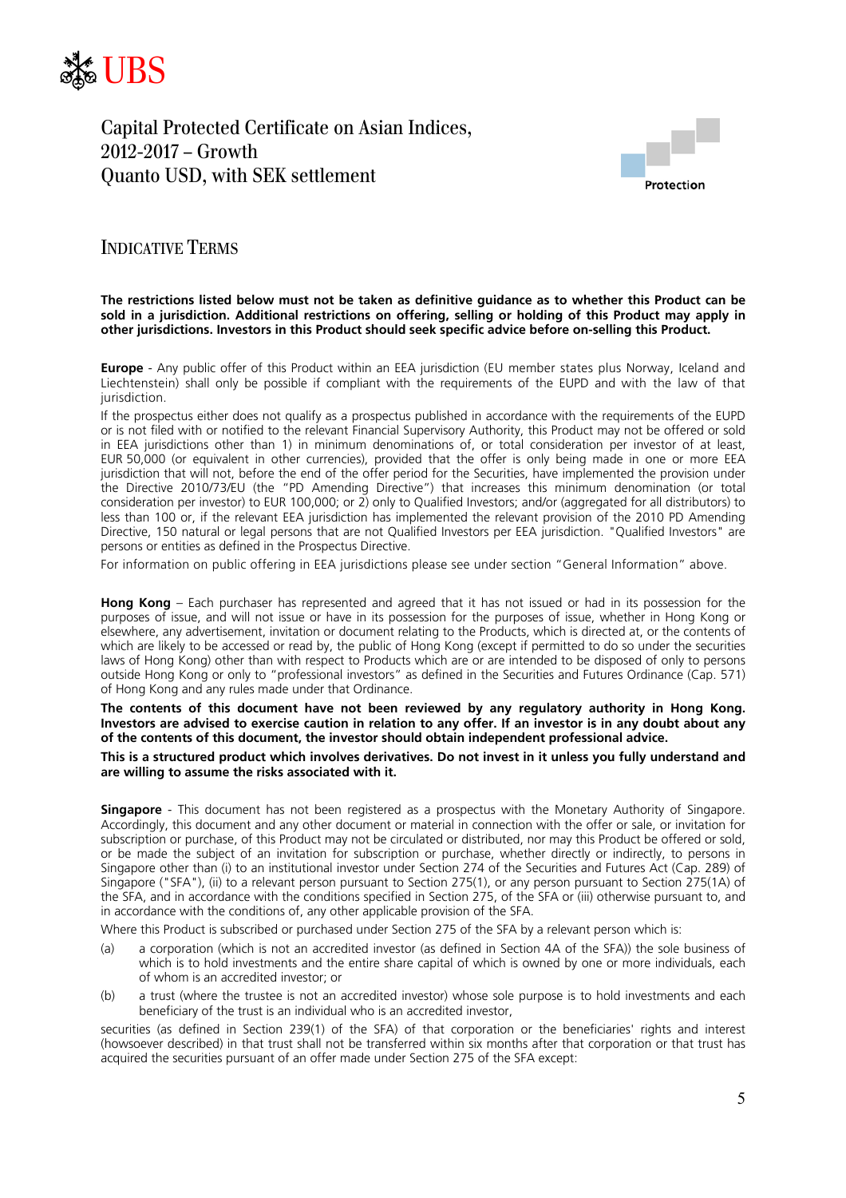# Capital Protected Certificate on Asian Indices, 2012-2017 – Growth Quanto USD, with SEK settlement

Protection

## INDICATIVE TERMS

**The restrictions listed below must not be taken as definitive guidance as to whether this Product can be sold in a jurisdiction. Additional restrictions on offering, selling or holding of this Product may apply in other jurisdictions. Investors in this Product should seek specific advice before on-selling this Product.**

**Europe** - Any public offer of this Product within an EEA jurisdiction (EU member states plus Norway, Iceland and Liechtenstein) shall only be possible if compliant with the requirements of the EUPD and with the law of that jurisdiction.

If the prospectus either does not qualify as a prospectus published in accordance with the requirements of the EUPD or is not filed with or notified to the relevant Financial Supervisory Authority, this Product may not be offered or sold in EEA jurisdictions other than 1) in minimum denominations of, or total consideration per investor of at least, EUR 50,000 (or equivalent in other currencies), provided that the offer is only being made in one or more EEA jurisdiction that will not, before the end of the offer period for the Securities, have implemented the provision under the Directive 2010/73/EU (the "PD Amending Directive") that increases this minimum denomination (or total consideration per investor) to EUR 100,000; or 2) only to Qualified Investors; and/or (aggregated for all distributors) to less than 100 or, if the relevant EEA jurisdiction has implemented the relevant provision of the 2010 PD Amending Directive, 150 natural or legal persons that are not Qualified Investors per EEA jurisdiction. "Qualified Investors" are persons or entities as defined in the Prospectus Directive.

For information on public offering in EEA jurisdictions please see under section "General Information" above.

**Hong Kong** – Each purchaser has represented and agreed that it has not issued or had in its possession for the purposes of issue, and will not issue or have in its possession for the purposes of issue, whether in Hong Kong or elsewhere, any advertisement, invitation or document relating to the Products, which is directed at, or the contents of which are likely to be accessed or read by, the public of Hong Kong (except if permitted to do so under the securities laws of Hong Kong) other than with respect to Products which are or are intended to be disposed of only to persons outside Hong Kong or only to "professional investors" as defined in the Securities and Futures Ordinance (Cap. 571) of Hong Kong and any rules made under that Ordinance.

**The contents of this document have not been reviewed by any regulatory authority in Hong Kong. Investors are advised to exercise caution in relation to any offer. If an investor is in any doubt about any of the contents of this document, the investor should obtain independent professional advice.**

**This is a structured product which involves derivatives. Do not invest in it unless you fully understand and are willing to assume the risks associated with it.**

**Singapore** - This document has not been registered as a prospectus with the Monetary Authority of Singapore. Accordingly, this document and any other document or material in connection with the offer or sale, or invitation for subscription or purchase, of this Product may not be circulated or distributed, nor may this Product be offered or sold, or be made the subject of an invitation for subscription or purchase, whether directly or indirectly, to persons in Singapore other than (i) to an institutional investor under Section 274 of the Securities and Futures Act (Cap. 289) of Singapore ("SFA"), (ii) to a relevant person pursuant to Section 275(1), or any person pursuant to Section 275(1A) of the SFA, and in accordance with the conditions specified in Section 275, of the SFA or (iii) otherwise pursuant to, and in accordance with the conditions of, any other applicable provision of the SFA.

Where this Product is subscribed or purchased under Section 275 of the SFA by a relevant person which is:

(a) a corporation (which is not an accredited investor (as defined in Section 4A of the SFA)) the sole business of which is to hold investments and the entire share capital of which is owned by one or more individuals, each of whom is an accredited investor; or

(b) a trust (where the trustee is not an accredited investor) whose sole purpose is to hold investments and each beneficiary of the trust is an individual who is an accredited investor,

securities (as defined in Section 239(1) of the SFA) of that corporation or the beneficiaries' rights and interest (howsoever described) in that trust shall not be transferred within six months after that corporation or that trust has acquired the securities pursuant of an offer made under Section 275 of the SFA except: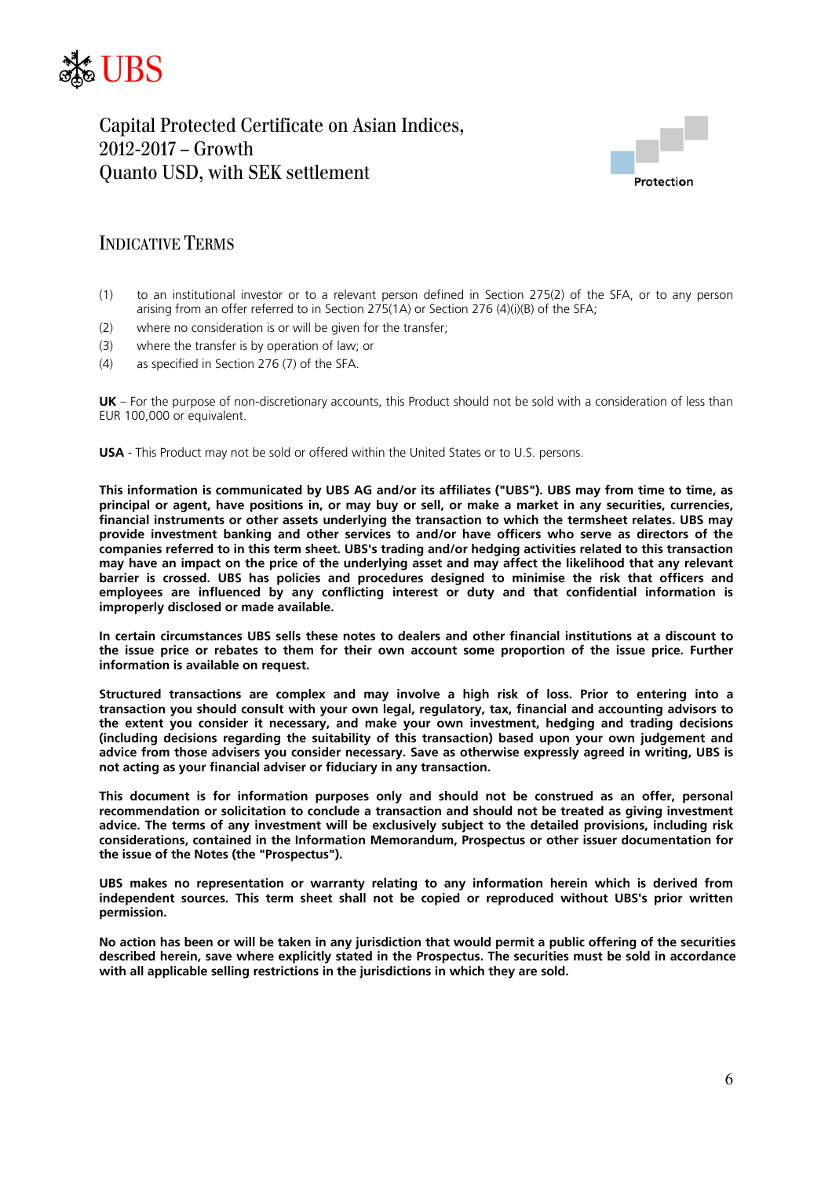Capital Protected Certificate on Asian Indices, 2012-2017 – Growth
Quanto USD, with SEK settlement

Protection

## INDICATIVE TERMS

(1) to an institutional investor or to a relevant person defined in Section 275(2) of the SFA, or to any person arising from an offer referred to in Section 275(1A) or Section 276 (4)(i)(B) of the SFA;

(2) where no consideration is or will be given for the transfer;

(3) where the transfer is by operation of law; or

(4) as specified in Section 276 (7) of the SFA.

**UK** – For the purpose of non-discretionary accounts, this Product should not be sold with a consideration of less than EUR 100,000 or equivalent.

**USA** - This Product may not be sold or offered within the United States or to U.S. persons.

**This information is communicated by UBS AG and/or its affiliates ("UBS"). UBS may from time to time, as principal or agent, have positions in, or may buy or sell, or make a market in any securities, currencies, financial instruments or other assets underlying the transaction to which the termsheet relates. UBS may provide investment banking and other services to and/or have officers who serve as directors of the companies referred to in this term sheet. UBS's trading and/or hedging activities related to this transaction may have an impact on the price of the underlying asset and may affect the likelihood that any relevant barrier is crossed. UBS has policies and procedures designed to minimise the risk that officers and employees are influenced by any conflicting interest or duty and that confidential information is improperly disclosed or made available.**

**In certain circumstances UBS sells these notes to dealers and other financial institutions at a discount to the issue price or rebates to them for their own account some proportion of the issue price. Further information is available on request.**

**Structured transactions are complex and may involve a high risk of loss. Prior to entering into a transaction you should consult with your own legal, regulatory, tax, financial and accounting advisors to the extent you consider it necessary, and make your own investment, hedging and trading decisions (including decisions regarding the suitability of this transaction) based upon your own judgement and advice from those advisers you consider necessary. Save as otherwise expressly agreed in writing, UBS is not acting as your financial adviser or fiduciary in any transaction.**

**This document is for information purposes only and should not be construed as an offer, personal recommendation or solicitation to conclude a transaction and should not be treated as giving investment advice. The terms of any investment will be exclusively subject to the detailed provisions, including risk considerations, contained in the Information Memorandum, Prospectus or other issuer documentation for the issue of the Notes (the "Prospectus").**

**UBS makes no representation or warranty relating to any information herein which is derived from independent sources. This term sheet shall not be copied or reproduced without UBS's prior written permission.**

**No action has been or will be taken in any jurisdiction that would permit a public offering of the securities described herein, save where explicitly stated in the Prospectus. The securities must be sold in accordance with all applicable selling restrictions in the jurisdictions in which they are sold.**